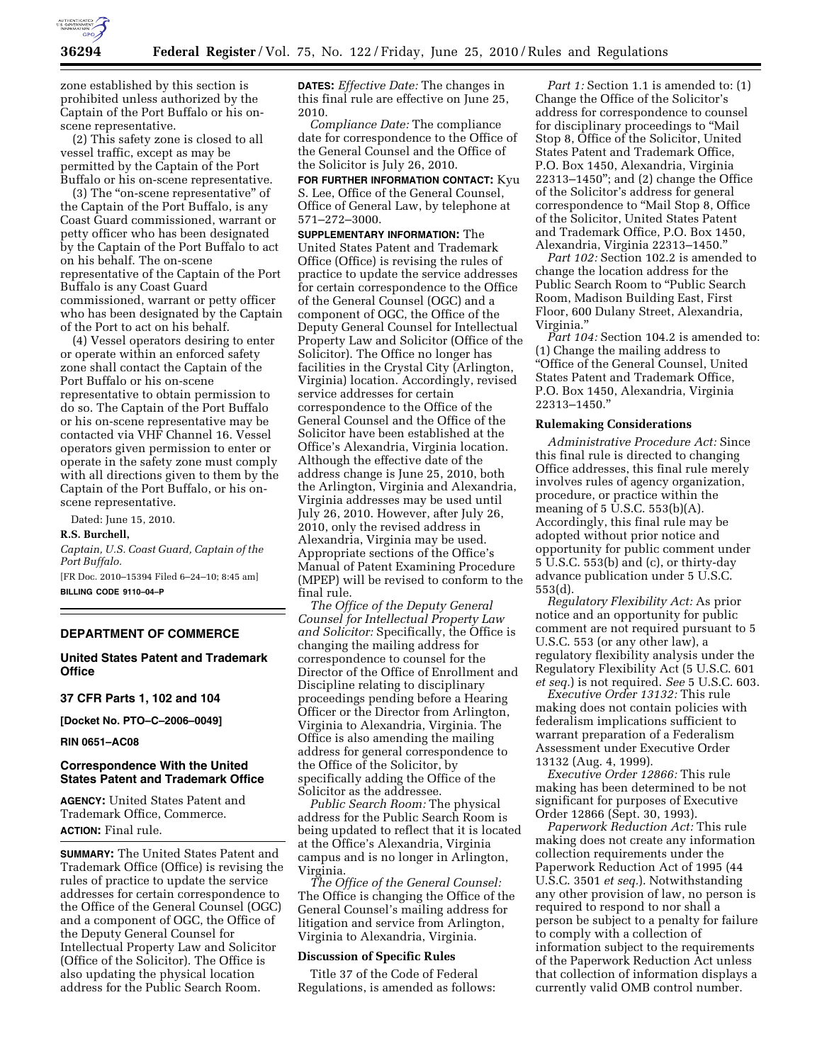zone established by this section is prohibited unless authorized by the Captain of the Port Buffalo or his on-scene representative.

(2) This safety zone is closed to all vessel traffic, except as may be permitted by the Captain of the Port Buffalo or his on-scene representative.

(3) The "on-scene representative" of the Captain of the Port Buffalo, is any Coast Guard commissioned, warrant or petty officer who has been designated by the Captain of the Port Buffalo to act on his behalf. The on-scene representative of the Captain of the Port Buffalo is any Coast Guard commissioned, warrant or petty officer who has been designated by the Captain of the Port to act on his behalf.

(4) Vessel operators desiring to enter or operate within an enforced safety zone shall contact the Captain of the Port Buffalo or his on-scene representative to obtain permission to do so. The Captain of the Port Buffalo or his on-scene representative may be contacted via VHF Channel 16. Vessel operators given permission to enter or operate in the safety zone must comply with all directions given to them by the Captain of the Port Buffalo, or his on-scene representative.

Dated: June 15, 2010.

**R.S. Burchell,**

*Captain, U.S. Coast Guard, Captain of the Port Buffalo.*

[FR Doc. 2010–15394 Filed 6–24–10; 8:45 am]

**BILLING CODE 9110–04–P**

---

## DEPARTMENT OF COMMERCE

### United States Patent and Trademark Office

**37 CFR Parts 1, 102 and 104**

**[Docket No. PTO–C–2006–0049]**

**RIN 0651–AC08**

### Correspondence With the United States Patent and Trademark Office

**AGENCY:** United States Patent and Trademark Office, Commerce.

**ACTION:** Final rule.

**SUMMARY:** The United States Patent and Trademark Office (Office) is revising the rules of practice to update the service addresses for certain correspondence to the Office of the General Counsel (OGC) and a component of OGC, the Office of the Deputy General Counsel for Intellectual Property Law and Solicitor (Office of the Solicitor). The Office is also updating the physical location address for the Public Search Room.

**DATES:** *Effective Date:* The changes in this final rule are effective on June 25, 2010.

*Compliance Date:* The compliance date for correspondence to the Office of the General Counsel and the Office of the Solicitor is July 26, 2010.

**FOR FURTHER INFORMATION CONTACT:** Kyu S. Lee, Office of the General Counsel, Office of General Law, by telephone at 571–272–3000.

**SUPPLEMENTARY INFORMATION:** The United States Patent and Trademark Office (Office) is revising the rules of practice to update the service addresses for certain correspondence to the Office of the General Counsel (OGC) and a component of OGC, the Office of the Deputy General Counsel for Intellectual Property Law and Solicitor (Office of the Solicitor). The Office no longer has facilities in the Crystal City (Arlington, Virginia) location. Accordingly, revised service addresses for certain correspondence to the Office of the General Counsel and the Office of the Solicitor have been established at the Office's Alexandria, Virginia location. Although the effective date of the address change is June 25, 2010, both the Arlington, Virginia and Alexandria, Virginia addresses may be used until July 26, 2010. However, after July 26, 2010, only the revised address in Alexandria, Virginia may be used. Appropriate sections of the Office's Manual of Patent Examining Procedure (MPEP) will be revised to conform to the final rule.

*The Office of the Deputy General Counsel for Intellectual Property Law and Solicitor:* Specifically, the Office is changing the mailing address for correspondence to counsel for the Director of the Office of Enrollment and Discipline relating to disciplinary proceedings pending before a Hearing Officer or the Director from Arlington, Virginia to Alexandria, Virginia. The Office is also amending the mailing address for general correspondence to the Office of the Solicitor, by specifically adding the Office of the Solicitor as the addressee.

*Public Search Room:* The physical address for the Public Search Room is being updated to reflect that it is located at the Office's Alexandria, Virginia campus and is no longer in Arlington, Virginia.

*The Office of the General Counsel:* The Office is changing the Office of the General Counsel's mailing address for litigation and service from Arlington, Virginia to Alexandria, Virginia.

#### Discussion of Specific Rules

Title 37 of the Code of Federal Regulations, is amended as follows:

*Part 1:* Section 1.1 is amended to: (1) Change the Office of the Solicitor's address for correspondence to counsel for disciplinary proceedings to "Mail Stop 8, Office of the Solicitor, United States Patent and Trademark Office, P.O. Box 1450, Alexandria, Virginia 22313–1450"; and (2) change the Office of the Solicitor's address for general correspondence to "Mail Stop 8, Office of the Solicitor, United States Patent and Trademark Office, P.O. Box 1450, Alexandria, Virginia 22313–1450."

*Part 102:* Section 102.2 is amended to change the location address for the Public Search Room to "Public Search Room, Madison Building East, First Floor, 600 Dulany Street, Alexandria, Virginia."

*Part 104:* Section 104.2 is amended to: (1) Change the mailing address to "Office of the General Counsel, United States Patent and Trademark Office, P.O. Box 1450, Alexandria, Virginia 22313–1450."

#### Rulemaking Considerations

*Administrative Procedure Act:* Since this final rule is directed to changing Office addresses, this final rule merely involves rules of agency organization, procedure, or practice within the meaning of 5 U.S.C. 553(b)(A). Accordingly, this final rule may be adopted without prior notice and opportunity for public comment under 5 U.S.C. 553(b) and (c), or thirty-day advance publication under 5 U.S.C. 553(d).

*Regulatory Flexibility Act:* As prior notice and an opportunity for public comment are not required pursuant to 5 U.S.C. 553 (or any other law), a regulatory flexibility analysis under the Regulatory Flexibility Act (5 U.S.C. 601 *et seq.*) is not required. *See* 5 U.S.C. 603.

*Executive Order 13132:* This rule making does not contain policies with federalism implications sufficient to warrant preparation of a Federalism Assessment under Executive Order 13132 (Aug. 4, 1999).

*Executive Order 12866:* This rule making has been determined to be not significant for purposes of Executive Order 12866 (Sept. 30, 1993).

*Paperwork Reduction Act:* This rule making does not create any information collection requirements under the Paperwork Reduction Act of 1995 (44 U.S.C. 3501 *et seq.*). Notwithstanding any other provision of law, no person is required to respond to nor shall a person be subject to a penalty for failure to comply with a collection of information subject to the requirements of the Paperwork Reduction Act unless that collection of information displays a currently valid OMB control number.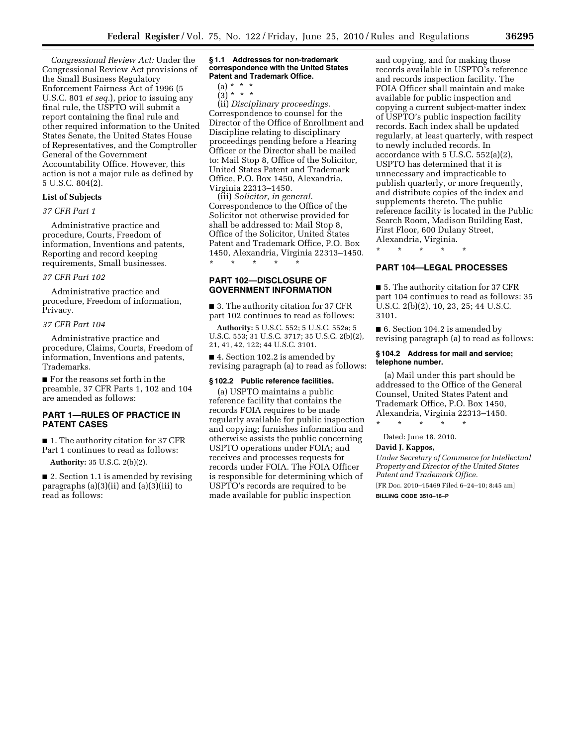*Congressional Review Act:* Under the Congressional Review Act provisions of the Small Business Regulatory Enforcement Fairness Act of 1996 (5 U.S.C. 801 *et seq.*), prior to issuing any final rule, the USPTO will submit a report containing the final rule and other required information to the United States Senate, the United States House of Representatives, and the Comptroller General of the Government Accountability Office. However, this action is not a major rule as defined by 5 U.S.C. 804(2).

**List of Subjects**

*37 CFR Part 1*

Administrative practice and procedure, Courts, Freedom of information, Inventions and patents, Reporting and record keeping requirements, Small businesses.

*37 CFR Part 102*

Administrative practice and procedure, Freedom of information, Privacy.

*37 CFR Part 104*

Administrative practice and procedure, Claims, Courts, Freedom of information, Inventions and patents, Trademarks.

■ For the reasons set forth in the preamble, 37 CFR Parts 1, 102 and 104 are amended as follows:

## PART 1—RULES OF PRACTICE IN PATENT CASES

■ 1. The authority citation for 37 CFR Part 1 continues to read as follows:

**Authority:** 35 U.S.C. 2(b)(2).

■ 2. Section 1.1 is amended by revising paragraphs (a)(3)(ii) and (a)(3)(iii) to read as follows:

#### § 1.1 Addresses for non-trademark correspondence with the United States Patent and Trademark Office.

(a) * * *

(3) * * *

(ii) *Disciplinary proceedings.* Correspondence to counsel for the Director of the Office of Enrollment and Discipline relating to disciplinary proceedings pending before a Hearing Officer or the Director shall be mailed to: Mail Stop 8, Office of the Solicitor, United States Patent and Trademark Office, P.O. Box 1450, Alexandria, Virginia 22313–1450.

(iii) *Solicitor, in general.* Correspondence to the Office of the Solicitor not otherwise provided for shall be addressed to: Mail Stop 8, Office of the Solicitor, United States Patent and Trademark Office, P.O. Box 1450, Alexandria, Virginia 22313–1450.

\* \* \* \* \*

## PART 102—DISCLOSURE OF GOVERNMENT INFORMATION

■ 3. The authority citation for 37 CFR part 102 continues to read as follows:

**Authority:** 5 U.S.C. 552; 5 U.S.C. 552a; 5 U.S.C. 553; 31 U.S.C. 3717; 35 U.S.C. 2(b)(2), 21, 41, 42, 122; 44 U.S.C. 3101.

■ 4. Section 102.2 is amended by revising paragraph (a) to read as follows:

#### § 102.2 Public reference facilities.

(a) USPTO maintains a public reference facility that contains the records FOIA requires to be made regularly available for public inspection and copying; furnishes information and otherwise assists the public concerning USPTO operations under FOIA; and receives and processes requests for records under FOIA. The FOIA Officer is responsible for determining which of USPTO's records are required to be made available for public inspection and copying, and for making those records available in USPTO's reference and records inspection facility. The FOIA Officer shall maintain and make available for public inspection and copying a current subject-matter index of USPTO's public inspection facility records. Each index shall be updated regularly, at least quarterly, with respect to newly included records. In accordance with 5 U.S.C. 552(a)(2), USPTO has determined that it is unnecessary and impracticable to publish quarterly, or more frequently, and distribute copies of the index and supplements thereto. The public reference facility is located in the Public Search Room, Madison Building East, First Floor, 600 Dulany Street, Alexandria, Virginia.

\* \* \* \* \*

## PART 104—LEGAL PROCESSES

■ 5. The authority citation for 37 CFR part 104 continues to read as follows: 35 U.S.C. 2(b)(2), 10, 23, 25; 44 U.S.C. 3101.

■ 6. Section 104.2 is amended by revising paragraph (a) to read as follows:

#### § 104.2 Address for mail and service; telephone number.

(a) Mail under this part should be addressed to the Office of the General Counsel, United States Patent and Trademark Office, P.O. Box 1450, Alexandria, Virginia 22313–1450.

\* \* \* \* \*

Dated: June 18, 2010.

**David J. Kappos,**

*Under Secretary of Commerce for Intellectual Property and Director of the United States Patent and Trademark Office.*

[FR Doc. 2010–15469 Filed 6–24–10; 8:45 am]

**BILLING CODE 3510–16–P**